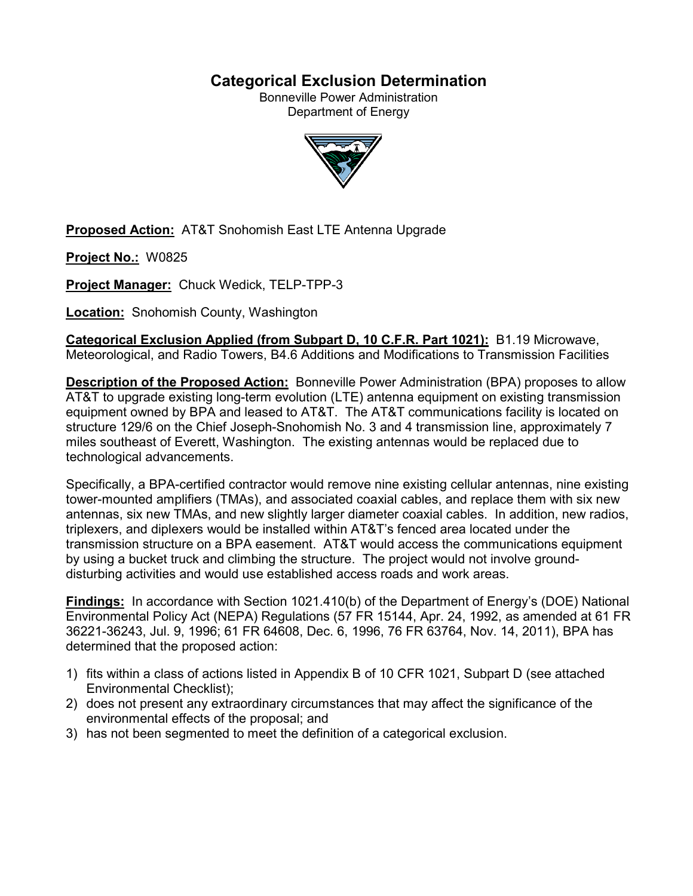# Categorical Exclusion Determination

Bonneville Power Administration
Department of Energy

**Proposed Action:** AT&T Snohomish East LTE Antenna Upgrade

**Project No.:** W0825

**Project Manager:** Chuck Wedick, TELP-TPP-3

**Location:** Snohomish County, Washington

**Categorical Exclusion Applied (from Subpart D, 10 C.F.R. Part 1021):** B1.19 Microwave, Meteorological, and Radio Towers, B4.6 Additions and Modifications to Transmission Facilities

**Description of the Proposed Action:** Bonneville Power Administration (BPA) proposes to allow AT&T to upgrade existing long-term evolution (LTE) antenna equipment on existing transmission equipment owned by BPA and leased to AT&T. The AT&T communications facility is located on structure 129/6 on the Chief Joseph-Snohomish No. 3 and 4 transmission line, approximately 7 miles southeast of Everett, Washington. The existing antennas would be replaced due to technological advancements.

Specifically, a BPA-certified contractor would remove nine existing cellular antennas, nine existing tower-mounted amplifiers (TMAs), and associated coaxial cables, and replace them with six new antennas, six new TMAs, and new slightly larger diameter coaxial cables. In addition, new radios, triplexers, and diplexers would be installed within AT&T's fenced area located under the transmission structure on a BPA easement. AT&T would access the communications equipment by using a bucket truck and climbing the structure. The project would not involve ground-disturbing activities and would use established access roads and work areas.

**Findings:** In accordance with Section 1021.410(b) of the Department of Energy's (DOE) National Environmental Policy Act (NEPA) Regulations (57 FR 15144, Apr. 24, 1992, as amended at 61 FR 36221-36243, Jul. 9, 1996; 61 FR 64608, Dec. 6, 1996, 76 FR 63764, Nov. 14, 2011), BPA has determined that the proposed action:

1) fits within a class of actions listed in Appendix B of 10 CFR 1021, Subpart D (see attached Environmental Checklist);
2) does not present any extraordinary circumstances that may affect the significance of the environmental effects of the proposal; and
3) has not been segmented to meet the definition of a categorical exclusion.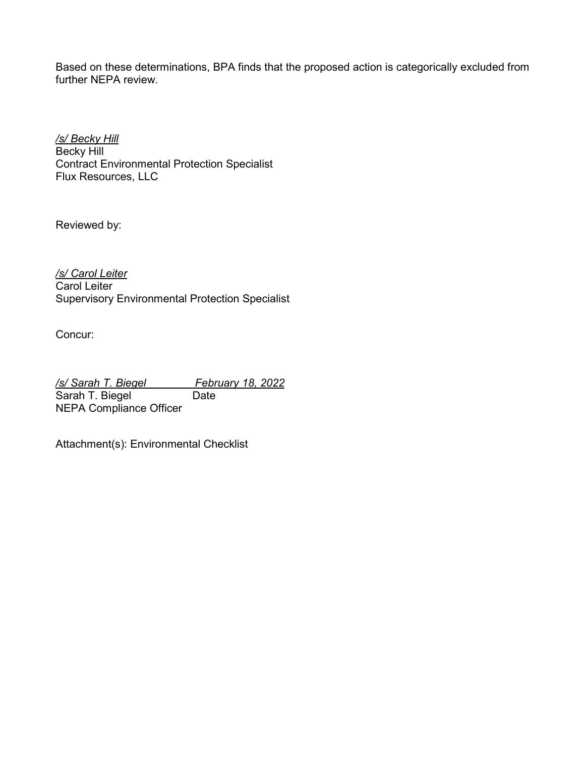Based on these determinations, BPA finds that the proposed action is categorically excluded from further NEPA review.

*/s/ Becky Hill*
Becky Hill
Contract Environmental Protection Specialist
Flux Resources, LLC

Reviewed by:

*/s/ Carol Leiter*
Carol Leiter
Supervisory Environmental Protection Specialist

Concur:

*/s/ Sarah T. Biegel* *February 18, 2022*
Sarah T. Biegel Date
NEPA Compliance Officer

Attachment(s): Environmental Checklist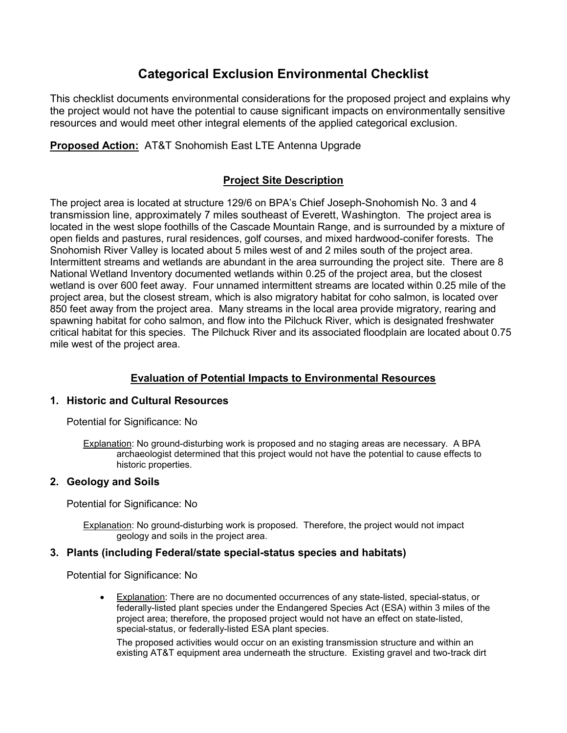# Categorical Exclusion Environmental Checklist

This checklist documents environmental considerations for the proposed project and explains why the project would not have the potential to cause significant impacts on environmentally sensitive resources and would meet other integral elements of the applied categorical exclusion.

**Proposed Action:** AT&T Snohomish East LTE Antenna Upgrade

## Project Site Description

The project area is located at structure 129/6 on BPA's Chief Joseph-Snohomish No. 3 and 4 transmission line, approximately 7 miles southeast of Everett, Washington. The project area is located in the west slope foothills of the Cascade Mountain Range, and is surrounded by a mixture of open fields and pastures, rural residences, golf courses, and mixed hardwood-conifer forests. The Snohomish River Valley is located about 5 miles west of and 2 miles south of the project area. Intermittent streams and wetlands are abundant in the area surrounding the project site. There are 8 National Wetland Inventory documented wetlands within 0.25 of the project area, but the closest wetland is over 600 feet away. Four unnamed intermittent streams are located within 0.25 mile of the project area, but the closest stream, which is also migratory habitat for coho salmon, is located over 850 feet away from the project area. Many streams in the local area provide migratory, rearing and spawning habitat for coho salmon, and flow into the Pilchuck River, which is designated freshwater critical habitat for this species. The Pilchuck River and its associated floodplain are located about 0.75 mile west of the project area.

## Evaluation of Potential Impacts to Environmental Resources

### 1. Historic and Cultural Resources

Potential for Significance: No

Explanation: No ground-disturbing work is proposed and no staging areas are necessary. A BPA archaeologist determined that this project would not have the potential to cause effects to historic properties.

### 2. Geology and Soils

Potential for Significance: No

Explanation: No ground-disturbing work is proposed. Therefore, the project would not impact geology and soils in the project area.

### 3. Plants (including Federal/state special-status species and habitats)

Potential for Significance: No

- Explanation: There are no documented occurrences of any state-listed, special-status, or federally-listed plant species under the Endangered Species Act (ESA) within 3 miles of the project area; therefore, the proposed project would not have an effect on state-listed, special-status, or federally-listed ESA plant species.

  The proposed activities would occur on an existing transmission structure and within an existing AT&T equipment area underneath the structure. Existing gravel and two-track dirt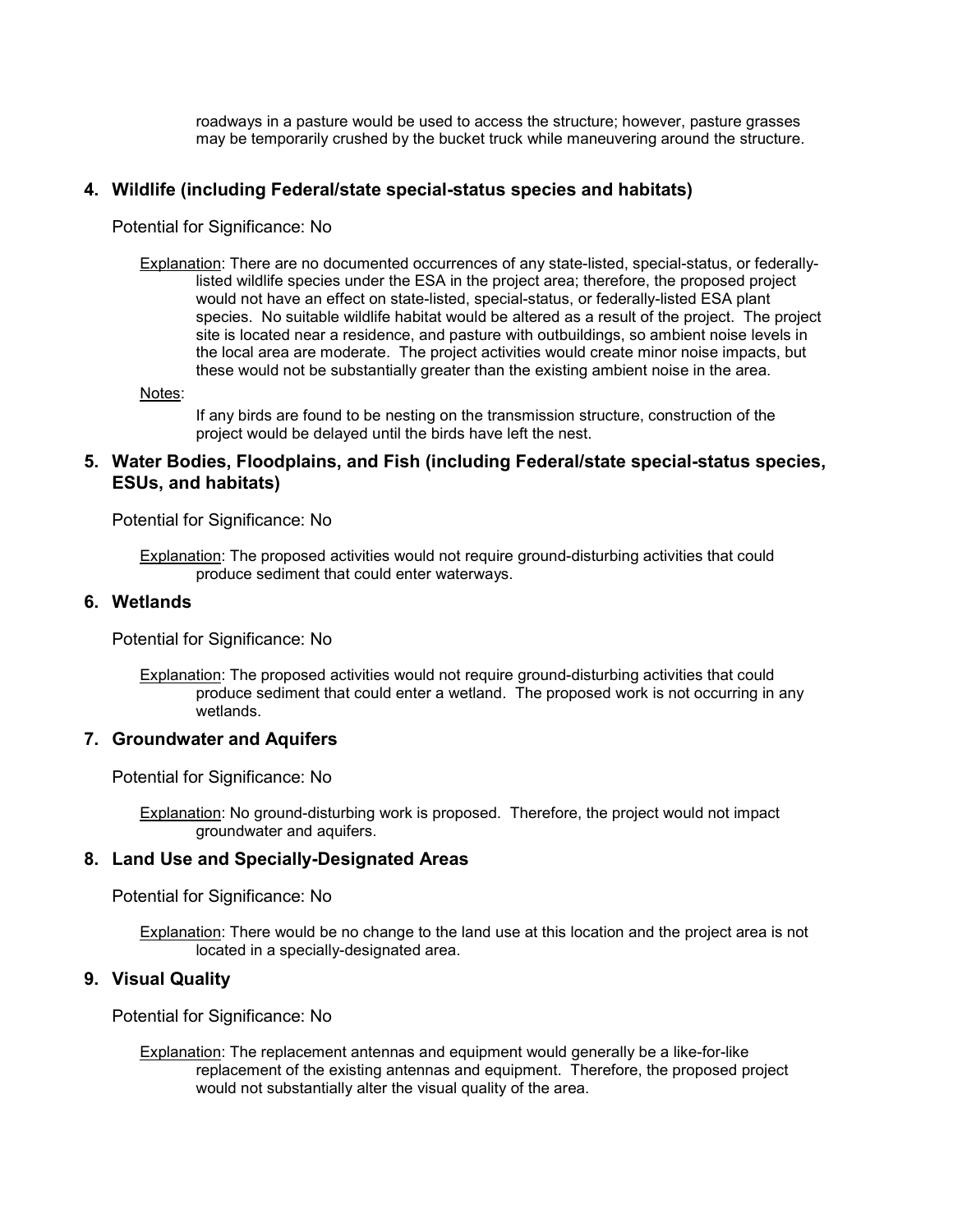roadways in a pasture would be used to access the structure; however, pasture grasses may be temporarily crushed by the bucket truck while maneuvering around the structure.

### 4. Wildlife (including Federal/state special-status species and habitats)

Potential for Significance: No

Explanation: There are no documented occurrences of any state-listed, special-status, or federally-listed wildlife species under the ESA in the project area; therefore, the proposed project would not have an effect on state-listed, special-status, or federally-listed ESA plant species. No suitable wildlife habitat would be altered as a result of the project. The project site is located near a residence, and pasture with outbuildings, so ambient noise levels in the local area are moderate. The project activities would create minor noise impacts, but these would not be substantially greater than the existing ambient noise in the area.

Notes:

If any birds are found to be nesting on the transmission structure, construction of the project would be delayed until the birds have left the nest.

### 5. Water Bodies, Floodplains, and Fish (including Federal/state special-status species, ESUs, and habitats)

Potential for Significance: No

Explanation: The proposed activities would not require ground-disturbing activities that could produce sediment that could enter waterways.

### 6. Wetlands

Potential for Significance: No

Explanation: The proposed activities would not require ground-disturbing activities that could produce sediment that could enter a wetland. The proposed work is not occurring in any wetlands.

### 7. Groundwater and Aquifers

Potential for Significance: No

Explanation: No ground-disturbing work is proposed. Therefore, the project would not impact groundwater and aquifers.

### 8. Land Use and Specially-Designated Areas

Potential for Significance: No

Explanation: There would be no change to the land use at this location and the project area is not located in a specially-designated area.

### 9. Visual Quality

Potential for Significance: No

Explanation: The replacement antennas and equipment would generally be a like-for-like replacement of the existing antennas and equipment. Therefore, the proposed project would not substantially alter the visual quality of the area.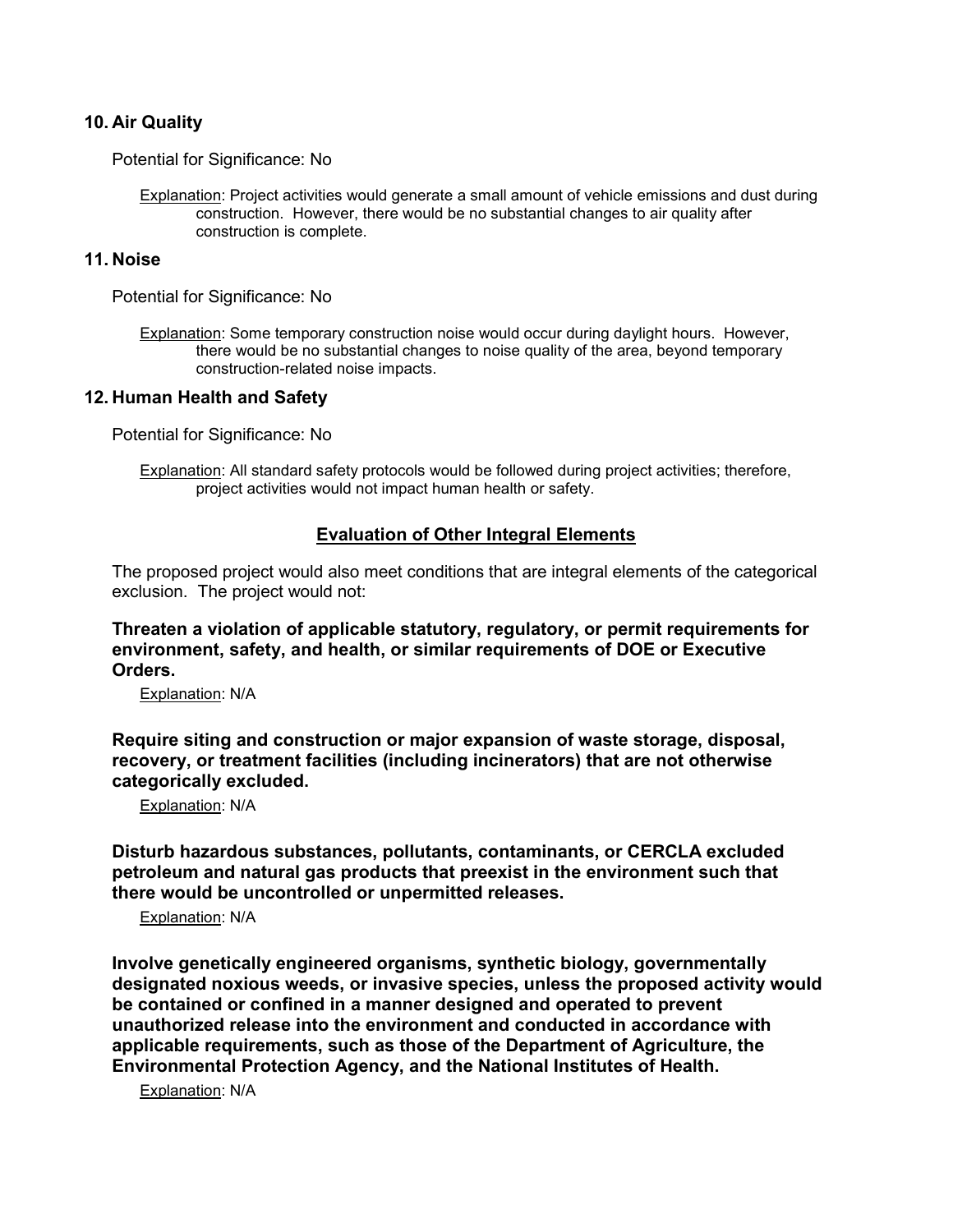## 10. Air Quality

Potential for Significance: No

<u>Explanation</u>: Project activities would generate a small amount of vehicle emissions and dust during construction. However, there would be no substantial changes to air quality after construction is complete.

## 11. Noise

Potential for Significance: No

<u>Explanation</u>: Some temporary construction noise would occur during daylight hours. However, there would be no substantial changes to noise quality of the area, beyond temporary construction-related noise impacts.

## 12. Human Health and Safety

Potential for Significance: No

<u>Explanation</u>: All standard safety protocols would be followed during project activities; therefore, project activities would not impact human health or safety.

## Evaluation of Other Integral Elements

The proposed project would also meet conditions that are integral elements of the categorical exclusion. The project would not:

**Threaten a violation of applicable statutory, regulatory, or permit requirements for environment, safety, and health, or similar requirements of DOE or Executive Orders.**

<u>Explanation</u>: N/A

**Require siting and construction or major expansion of waste storage, disposal, recovery, or treatment facilities (including incinerators) that are not otherwise categorically excluded.**

<u>Explanation</u>: N/A

**Disturb hazardous substances, pollutants, contaminants, or CERCLA excluded petroleum and natural gas products that preexist in the environment such that there would be uncontrolled or unpermitted releases.**

<u>Explanation</u>: N/A

**Involve genetically engineered organisms, synthetic biology, governmentally designated noxious weeds, or invasive species, unless the proposed activity would be contained or confined in a manner designed and operated to prevent unauthorized release into the environment and conducted in accordance with applicable requirements, such as those of the Department of Agriculture, the Environmental Protection Agency, and the National Institutes of Health.**

<u>Explanation</u>: N/A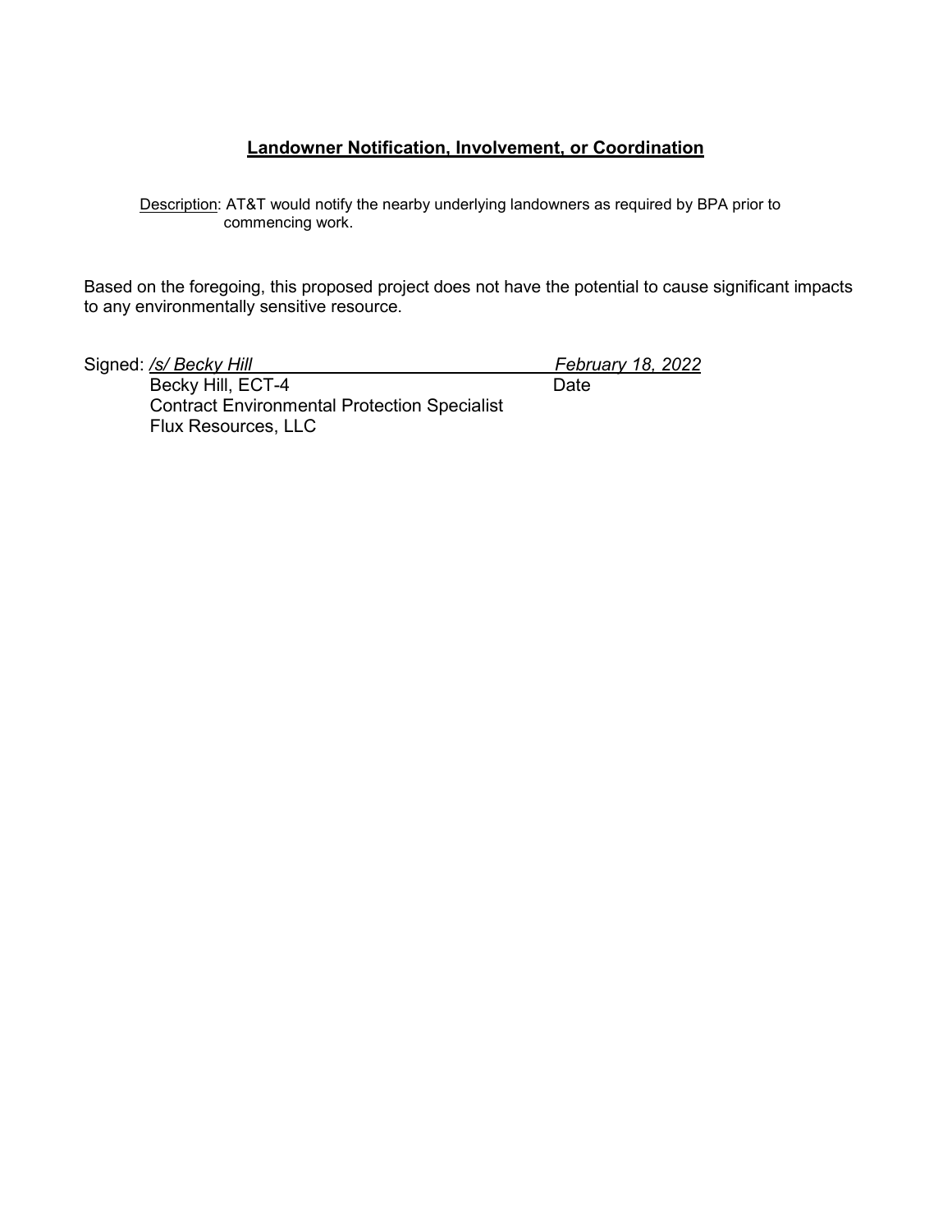## Landowner Notification, Involvement, or Coordination

Description: AT&T would notify the nearby underlying landowners as required by BPA prior to commencing work.

Based on the foregoing, this proposed project does not have the potential to cause significant impacts to any environmentally sensitive resource.

Signed: */s/ Becky Hill* — *February 18, 2022* (Date)

Becky Hill, ECT-4
Contract Environmental Protection Specialist
Flux Resources, LLC